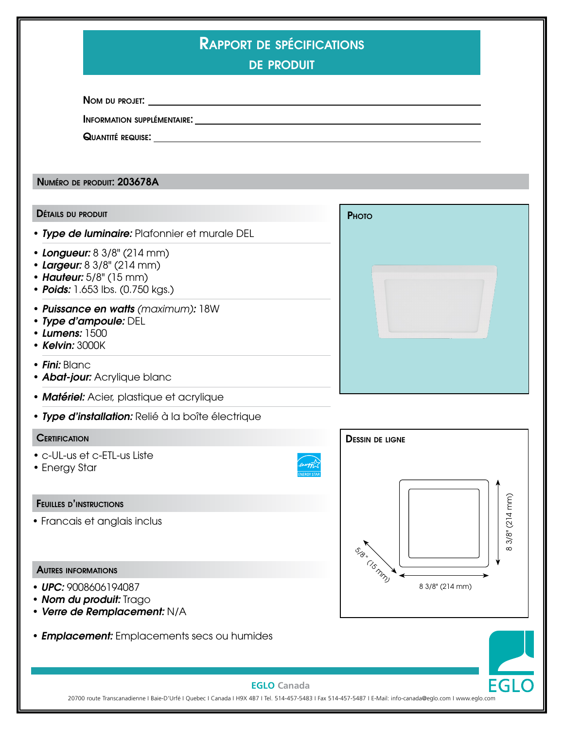# Rapport de spécifications de produit

**Nom du projet:** ______________________

**Information supplémentaire:** ______________________

**Quantité requise:** ______________________

## Numéro de produit: 203678A

### Détails du produit

- ***Type de luminaire:*** Plafonnier et murale DEL

- ***Longueur:*** 8 3/8" (214 mm)
- ***Largeur:*** 8 3/8" (214 mm)
- ***Hauteur:*** 5/8" (15 mm)
- ***Poids:*** 1.653 lbs. (0.750 kgs.)

- ***Puissance en watts** (maximum):* 18W
- ***Type d'ampoule:*** DEL
- ***Lumens:*** 1500
- ***Kelvin:*** 3000K

- ***Fini:*** Blanc
- ***Abat-jour:*** Acrylique blanc

- ***Matériel:*** Acier, plastique et acrylique

- ***Type d'installation:*** Relié à la boîte électrique

### Photo

### Certification

- c-UL-us et c-ETL-us Liste
- Energy Star

### Dessin de ligne

5/8" (15 mm)

8 3/8" (214 mm)

8 3/8" (214 mm)

### Feuilles d'instructions

- Francais et anglais inclus

### Autres informations

- ***UPC:*** 9008606194087
- ***Nom du produit:*** Trago
- ***Verre de Remplacement:*** N/A

- ***Emplacement:*** Emplacements secs ou humides

**EGLO Canada**

20700 route Transcanadienne I Baie-D'Urfé I Quebec I Canada I H9X 4B7 I Tel. 514-457-5483 I Fax 514-457-5487 I E-Mail: info-canada@eglo.com I www.eglo.com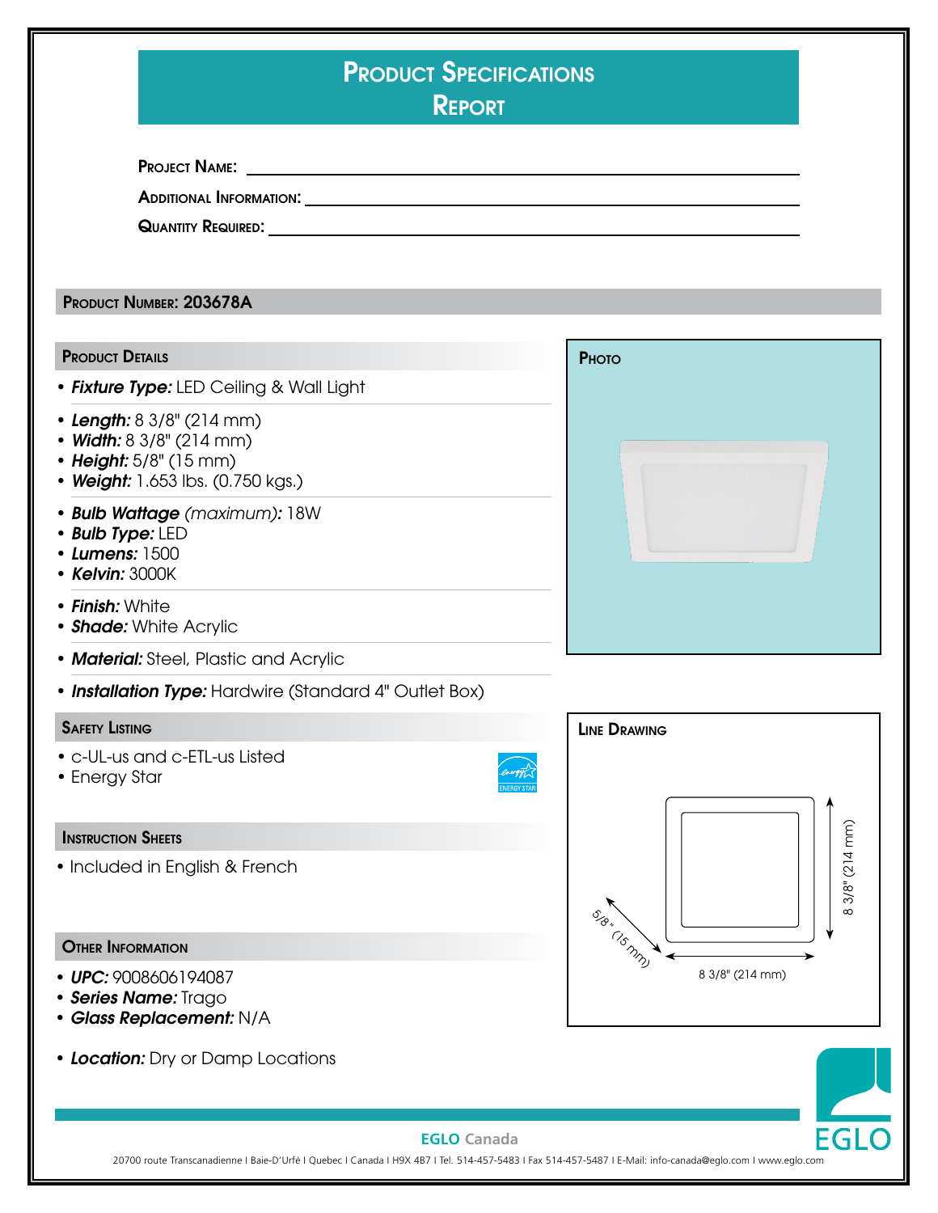# Product Specifications Report

**Project Name:** 

**Additional Information:** 

**Quantity Required:** 

## Product Number: 203678A

### Product Details

- ***Fixture Type:*** LED Ceiling & Wall Light

- ***Length:*** 8 3/8" (214 mm)
- ***Width:*** 8 3/8" (214 mm)
- ***Height:*** 5/8" (15 mm)
- ***Weight:*** 1.653 lbs. (0.750 kgs.)

- ***Bulb Wattage*** *(maximum):* 18W
- ***Bulb Type:*** LED
- ***Lumens:*** 1500
- ***Kelvin:*** 3000K

- ***Finish:*** White
- ***Shade:*** White Acrylic

- ***Material:*** Steel, Plastic and Acrylic

- ***Installation Type:*** Hardwire (Standard 4" Outlet Box)

### Photo

### Safety Listing

- c-UL-us and c-ETL-us Listed
- Energy Star

### Instruction Sheets

- Included in English & French

### Line Drawing

5/8" (15 mm)

8 3/8" (214 mm)

8 3/8" (214 mm)

### Other Information

- ***UPC:*** 9008606194087
- ***Series Name:*** Trago
- ***Glass Replacement:*** N/A

- ***Location:*** Dry or Damp Locations

**EGLO Canada**

20700 route Transcanadienne I Baie-D'Urfé I Quebec I Canada I H9X 4B7 I Tel. 514-457-5483 I Fax 514-457-5487 I E-Mail: info-canada@eglo.com I www.eglo.com